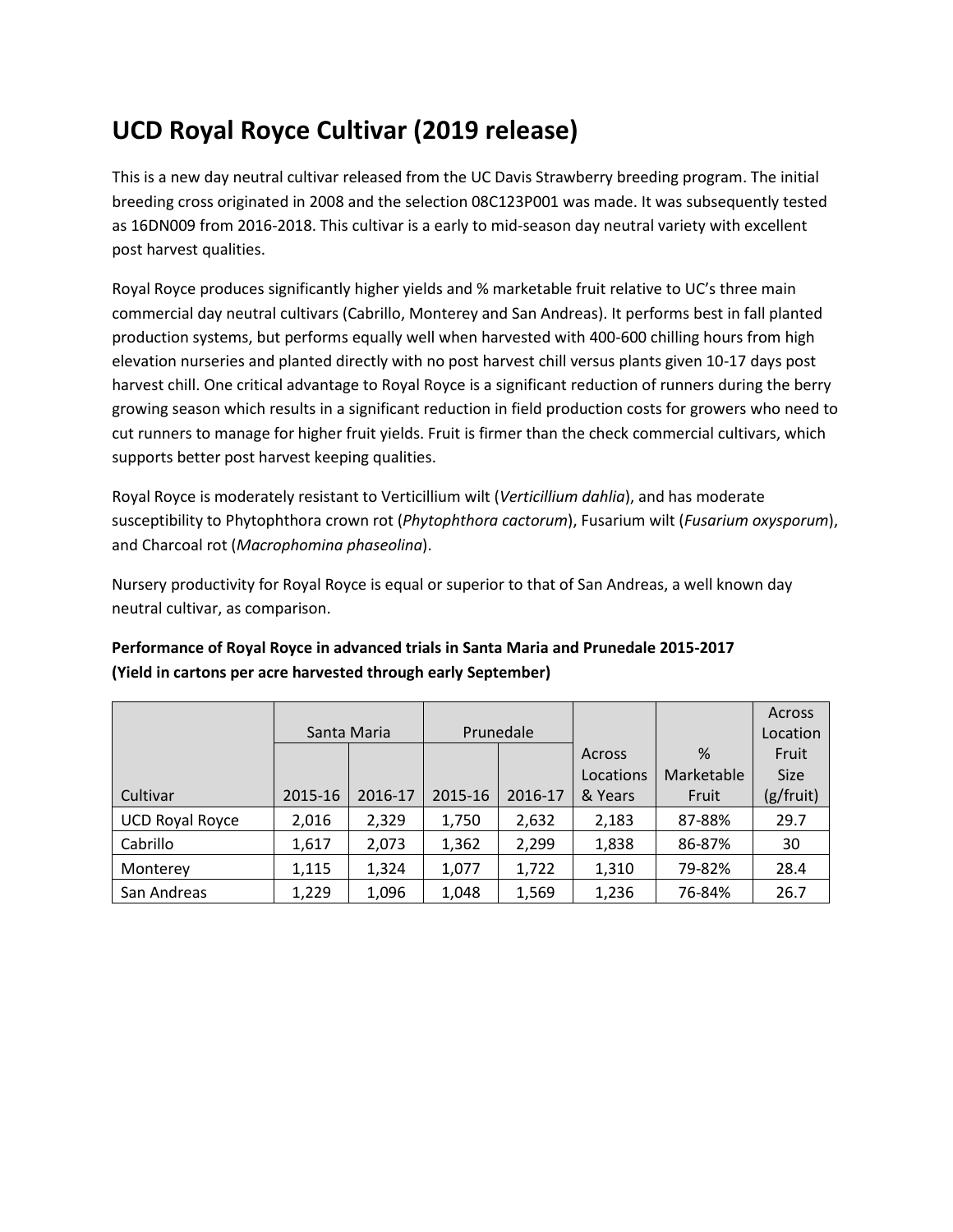# UCD Royal Royce Cultivar (2019 release)

This is a new day neutral cultivar released from the UC Davis Strawberry breeding program. The initial breeding cross originated in 2008 and the selection 08C123P001 was made. It was subsequently tested as 16DN009 from 2016-2018. This cultivar is a early to mid-season day neutral variety with excellent post harvest qualities.

Royal Royce produces significantly higher yields and % marketable fruit relative to UC's three main commercial day neutral cultivars (Cabrillo, Monterey and San Andreas). It performs best in fall planted production systems, but performs equally well when harvested with 400-600 chilling hours from high elevation nurseries and planted directly with no post harvest chill versus plants given 10-17 days post harvest chill. One critical advantage to Royal Royce is a significant reduction of runners during the berry growing season which results in a significant reduction in field production costs for growers who need to cut runners to manage for higher fruit yields. Fruit is firmer than the check commercial cultivars, which supports better post harvest keeping qualities.

Royal Royce is moderately resistant to Verticillium wilt (*Verticillium dahlia*), and has moderate susceptibility to Phytophthora crown rot (*Phytophthora cactorum*), Fusarium wilt (*Fusarium oxysporum*), and Charcoal rot (*Macrophomina phaseolina*).

Nursery productivity for Royal Royce is equal or superior to that of San Andreas, a well known day neutral cultivar, as comparison.

**Performance of Royal Royce in advanced trials in Santa Maria and Prunedale 2015-2017**
**(Yield in cartons per acre harvested through early September)**

| | Santa Maria | | Prunedale | | | | |
|---|---|---|---|---|---|---|---|
| Cultivar | 2015-16 | 2016-17 | 2015-16 | 2016-17 | Across Locations & Years | % Marketable Fruit | Across Location Fruit Size (g/fruit) |
| UCD Royal Royce | 2,016 | 2,329 | 1,750 | 2,632 | 2,183 | 87-88% | 29.7 |
| Cabrillo | 1,617 | 2,073 | 1,362 | 2,299 | 1,838 | 86-87% | 30 |
| Monterey | 1,115 | 1,324 | 1,077 | 1,722 | 1,310 | 79-82% | 28.4 |
| San Andreas | 1,229 | 1,096 | 1,048 | 1,569 | 1,236 | 76-84% | 26.7 |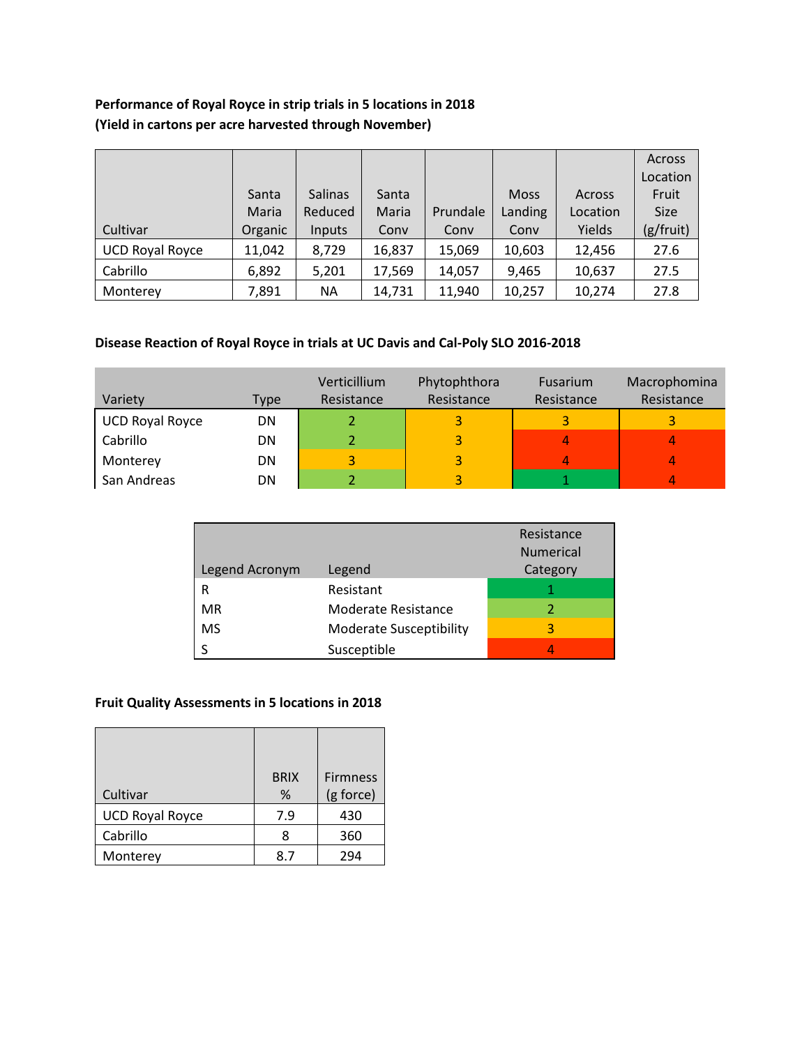**Performance of Royal Royce in strip trials in 5 locations in 2018**
**(Yield in cartons per acre harvested through November)**

| Cultivar | Santa Maria Organic | Salinas Reduced Inputs | Santa Maria Conv | Prundale Conv | Moss Landing Conv | Across Location Yields | Across Location Fruit Size (g/fruit) |
|---|---|---|---|---|---|---|---|
| UCD Royal Royce | 11,042 | 8,729 | 16,837 | 15,069 | 10,603 | 12,456 | 27.6 |
| Cabrillo | 6,892 | 5,201 | 17,569 | 14,057 | 9,465 | 10,637 | 27.5 |
| Monterey | 7,891 | NA | 14,731 | 11,940 | 10,257 | 10,274 | 27.8 |

**Disease Reaction of Royal Royce in trials at UC Davis and Cal-Poly SLO 2016-2018**

| Variety | Type | Verticillium Resistance | Phytophthora Resistance | Fusarium Resistance | Macrophomina Resistance |
|---|---|---|---|---|---|
| UCD Royal Royce | DN | 2 | 3 | 3 | 3 |
| Cabrillo | DN | 2 | 3 | 4 | 4 |
| Monterey | DN | 3 | 3 | 4 | 4 |
| San Andreas | DN | 2 | 3 | 1 | 4 |

| Legend Acronym | Legend | Resistance Numerical Category |
|---|---|---|
| R | Resistant | 1 |
| MR | Moderate Resistance | 2 |
| MS | Moderate Susceptibility | 3 |
| S | Susceptible | 4 |

**Fruit Quality Assessments in 5 locations in 2018**

| Cultivar | BRIX % | Firmness (g force) |
|---|---|---|
| UCD Royal Royce | 7.9 | 430 |
| Cabrillo | 8 | 360 |
| Monterey | 8.7 | 294 |